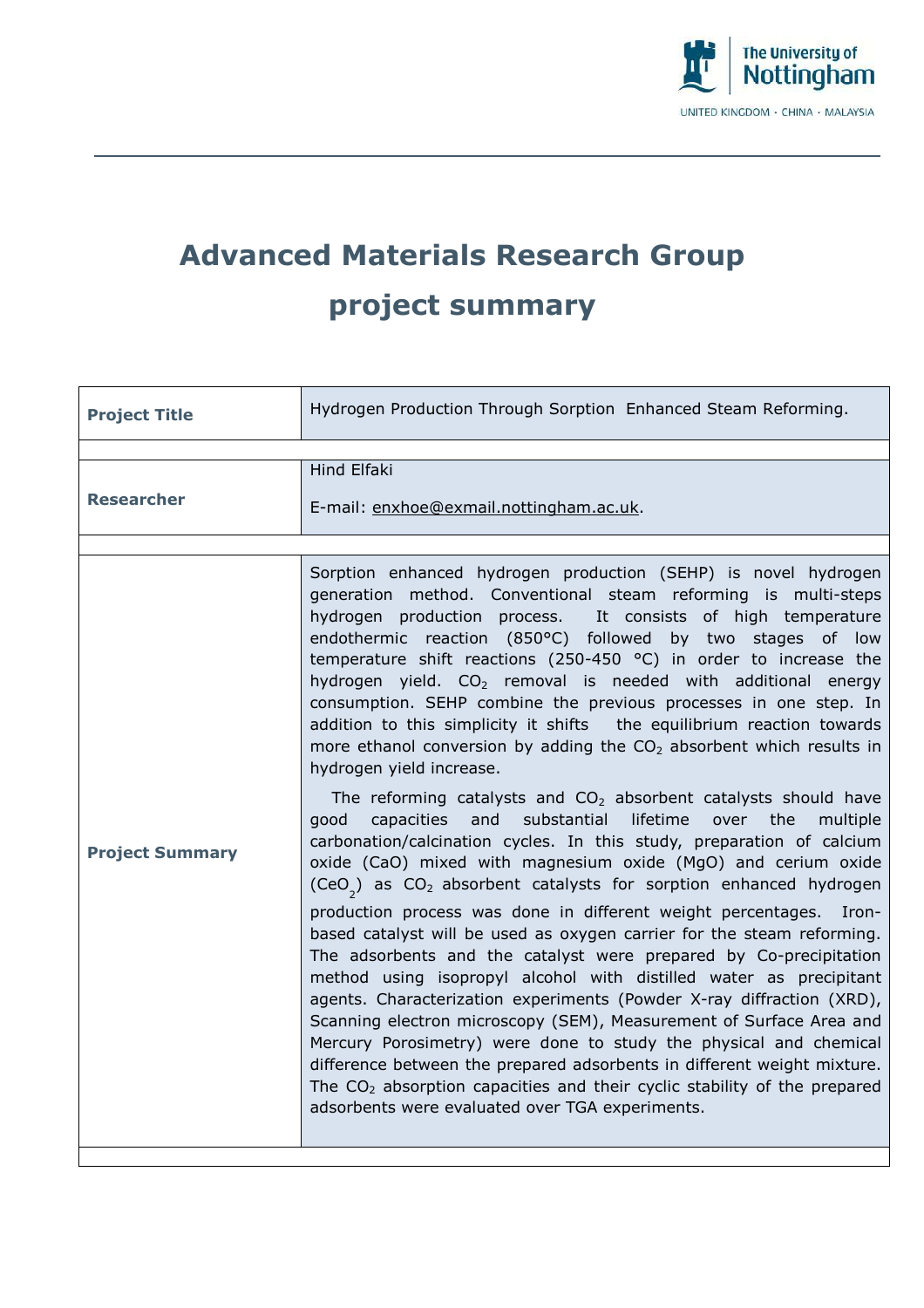# Advanced Materials Research Group project summary

| | |
|---|---|
| **Project Title** | Hydrogen Production Through Sorption Enhanced Steam Reforming. |
| **Researcher** | Hind Elfaki<br><br>E-mail: enxhoe@exmail.nottingham.ac.uk. |
| **Project Summary** | Sorption enhanced hydrogen production (SEHP) is novel hydrogen generation method. Conventional steam reforming is multi-steps hydrogen production process. It consists of high temperature endothermic reaction (850°C) followed by two stages of low temperature shift reactions (250-450 °C) in order to increase the hydrogen yield. $CO_2$ removal is needed with additional energy consumption. SEHP combine the previous processes in one step. In addition to this simplicity it shifts the equilibrium reaction towards more ethanol conversion by adding the $CO_2$ absorbent which results in hydrogen yield increase.<br><br>The reforming catalysts and $CO_2$ absorbent catalysts should have good capacities and substantial lifetime over the multiple carbonation/calcination cycles. In this study, preparation of calcium oxide (CaO) mixed with magnesium oxide (MgO) and cerium oxide ($CeO_2$) as $CO_2$ absorbent catalysts for sorption enhanced hydrogen production process was done in different weight percentages. Iron-based catalyst will be used as oxygen carrier for the steam reforming. The adsorbents and the catalyst were prepared by Co-precipitation method using isopropyl alcohol with distilled water as precipitant agents. Characterization experiments (Powder X-ray diffraction (XRD), Scanning electron microscopy (SEM), Measurement of Surface Area and Mercury Porosimetry) were done to study the physical and chemical difference between the prepared adsorbents in different weight mixture. The $CO_2$ absorption capacities and their cyclic stability of the prepared adsorbents were evaluated over TGA experiments. |